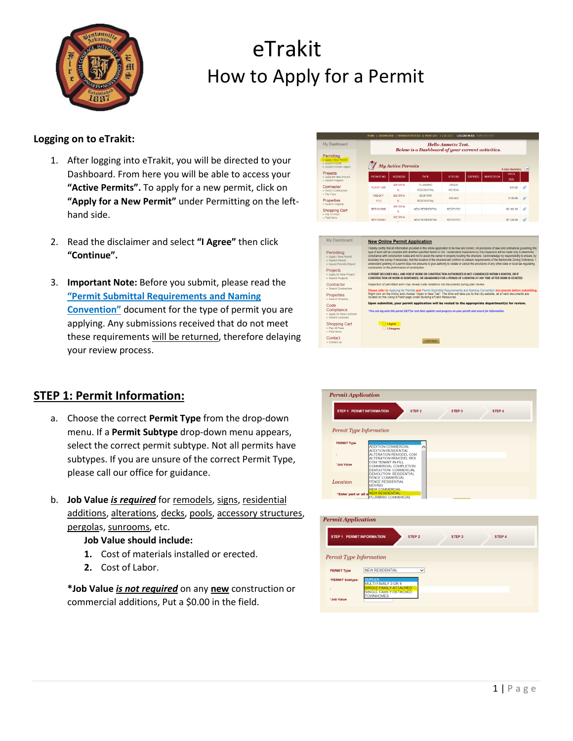# eTrakit

## How to Apply for a Permit

**Logging on to eTrakit:**

1. After logging into eTrakit, you will be directed to your Dashboard. From here you will be able to access your **"Active Permits".** To apply for a new permit, click on **"Apply for a New Permit"** under Permitting on the left-hand side.

2. Read the disclaimer and select **"I Agree"** then click **"Continue".**

3. **Important Note:** Before you submit, please read the **"Permit Submittal Requirements and Naming Convention"** document for the type of permit you are applying. Any submissions received that do not meet these requirements will be returned, therefore delaying your review process.

## STEP 1: Permit Information:

a. Choose the correct **Permit Type** from the drop-down menu. If a **Permit Subtype** drop-down menu appears, select the correct permit subtype. Not all permits have subtypes. If you are unsure of the correct Permit Type, please call our office for guidance.

b. **Job Value *is required*** for remodels, signs, residential additions, alterations, decks, pools, accessory structures, pergolas, sunrooms, etc.

   **Job Value should include:**

   1. Cost of materials installed or erected.
   2. Cost of Labor.

   ***Job Value *is not required*** on any **new** construction or commercial additions, Put a $0.00 in the field.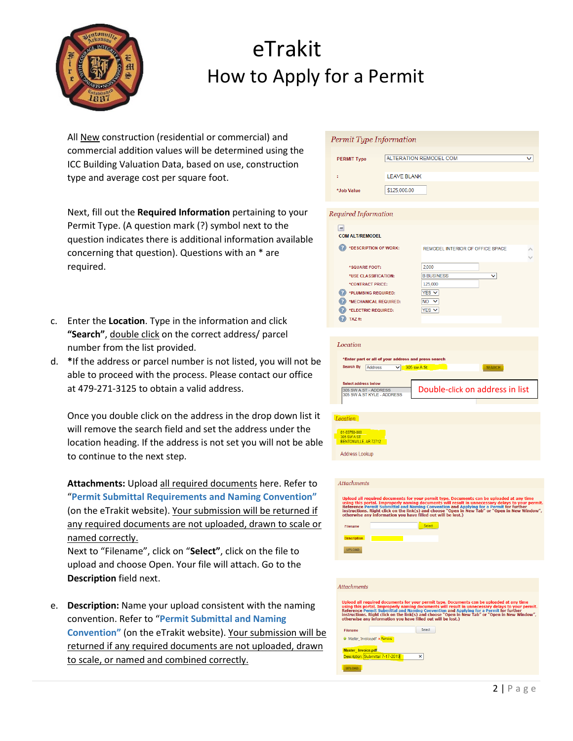# eTrakit

## How to Apply for a Permit

All New construction (residential or commercial) and commercial addition values will be determined using the ICC Building Valuation Data, based on use, construction type and average cost per square foot.

Next, fill out the **Required Information** pertaining to your Permit Type. (A question mark (?) symbol next to the question indicates there is additional information available concerning that question). Questions with an * are required.

c. Enter the **Location**. Type in the information and click **"Search"**, double click on the correct address/ parcel number from the list provided.

d. *If the address or parcel number is not listed, you will not be able to proceed with the process. Please contact our office at 479-271-3125 to obtain a valid address.

Once you double click on the address in the drop down list it will remove the search field and set the address under the location heading. If the address is not set you will not be able to continue to the next step.

**Attachments:** Upload all required documents here. Refer to "**Permit Submittal Requirements and Naming Convention**" (on the eTrakit website). Your submission will be returned if any required documents are not uploaded, drawn to scale or named correctly.

Next to "Filename", click on "**Select**", click on the file to upload and choose Open. Your file will attach. Go to the **Description** field next.

e. **Description:** Name your upload consistent with the naming convention. Refer to "**Permit Submittal and Naming Convention**" (on the eTrakit website). Your submission will be returned if any required documents are not uploaded, drawn to scale, or named and combined correctly.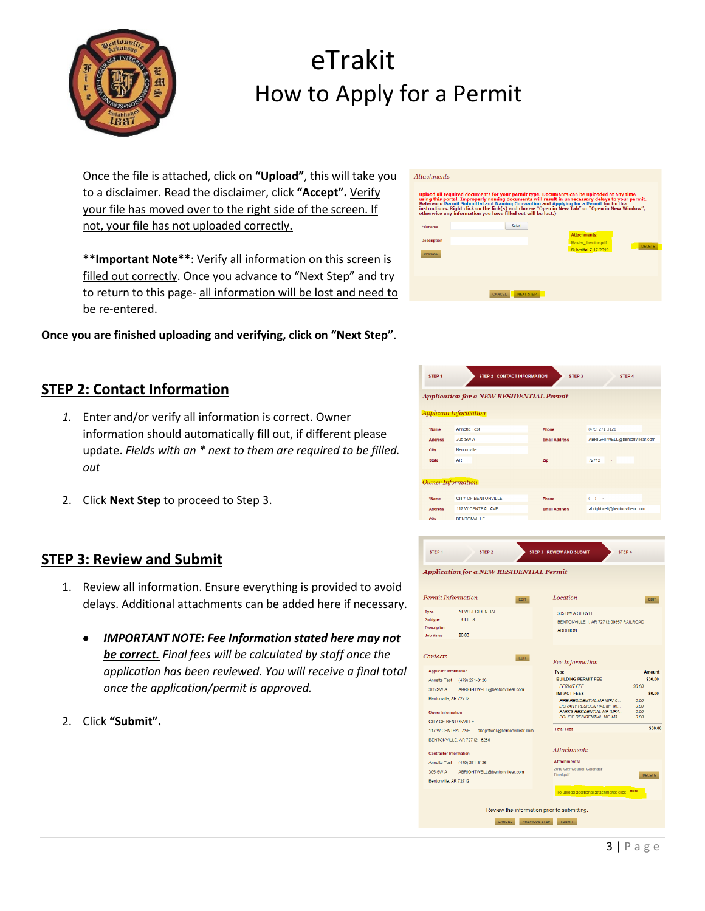# eTrakit
## How to Apply for a Permit

Once the file is attached, click on **"Upload"**, this will take you to a disclaimer. Read the disclaimer, click **"Accept".** Verify your file has moved over to the right side of the screen. If not, your file has not uploaded correctly.

****Important Note****: Verify all information on this screen is filled out correctly. Once you advance to "Next Step" and try to return to this page- all information will be lost and need to be re-entered.

**Once you are finished uploading and verifying, click on "Next Step".**

## STEP 2: Contact Information

1. Enter and/or verify all information is correct. Owner information should automatically fill out, if different please update. *Fields with an * next to them are required to be filled out*
2. Click **Next Step** to proceed to Step 3.

## STEP 3: Review and Submit

1. Review all information. Ensure everything is provided to avoid delays. Additional attachments can be added here if necessary.
   - ***IMPORTANT NOTE: Fee Information stated here may not be correct.** Final fees will be calculated by staff once the application has been reviewed. You will receive a final total once the application/permit is approved.*
2. Click **"Submit".**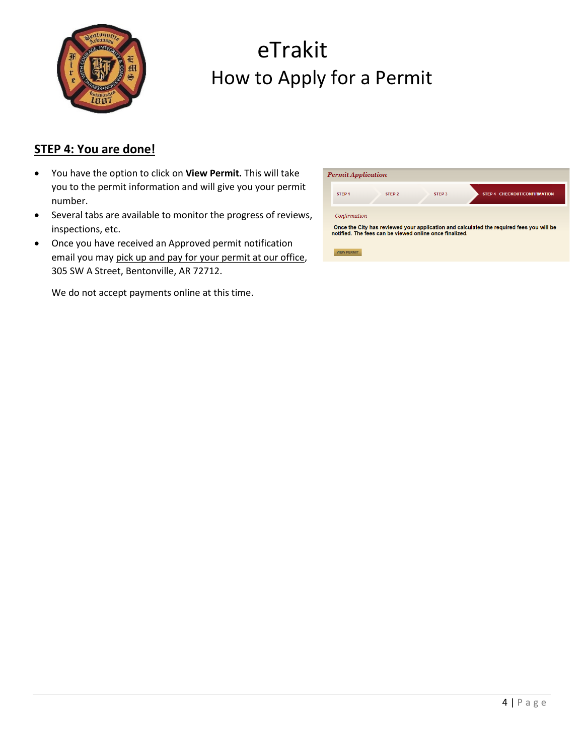# eTrakit

## How to Apply for a Permit

**STEP 4: You are done!**

- You have the option to click on **View Permit.** This will take you to the permit information and will give you your permit number.
- Several tabs are available to monitor the progress of reviews, inspections, etc.
- Once you have received an Approved permit notification email you may pick up and pay for your permit at our office, 305 SW A Street, Bentonville, AR 72712.

  We do not accept payments online at this time.

*Permit Application*

STEP 1 STEP 2 STEP 3 STEP 4 CHECKOUT/CONFIRMATION

*Confirmation*

Once the City has reviewed your application and calculated the required fees you will be notified. The fees can be viewed online once finalized.

VIEW PERMIT